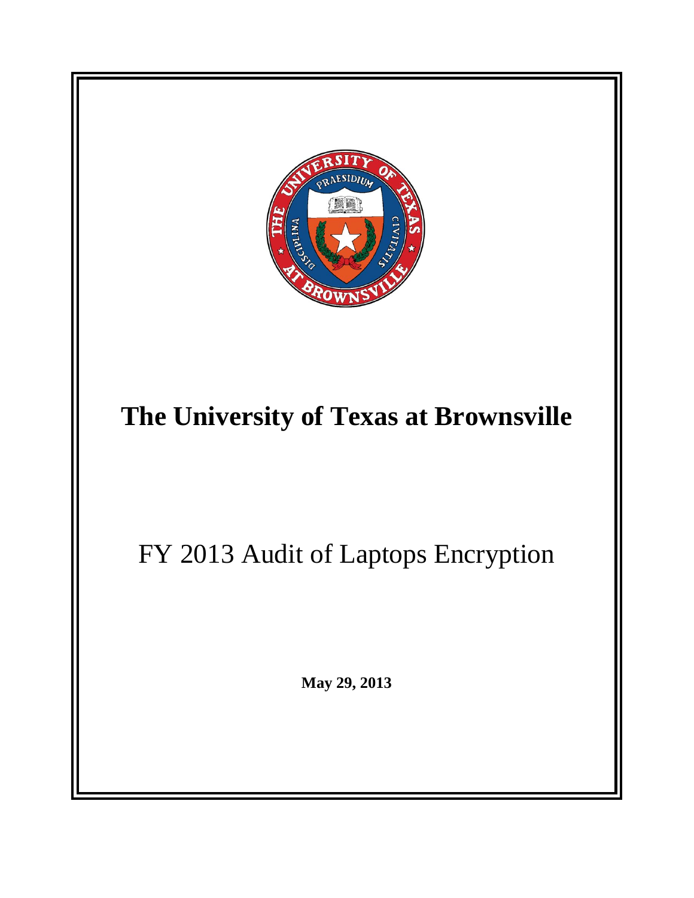# The University of Texas at Brownsville

## FY 2013 Audit of Laptops Encryption

**May 29, 2013**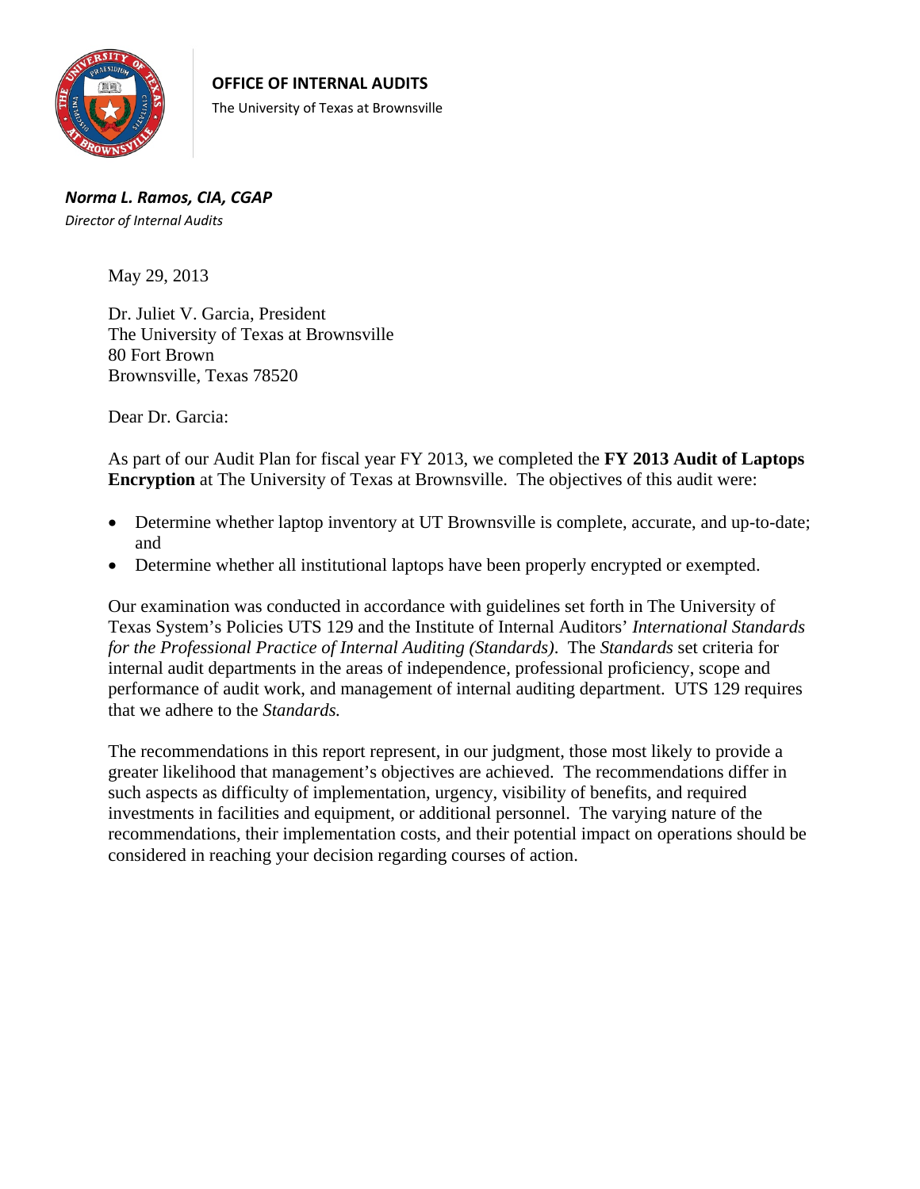**OFFICE OF INTERNAL AUDITS**

The University of Texas at Brownsville

***Norma L. Ramos, CIA, CGAP***

*Director of Internal Audits*

May 29, 2013

Dr. Juliet V. Garcia, President
The University of Texas at Brownsville
80 Fort Brown
Brownsville, Texas 78520

Dear Dr. Garcia:

As part of our Audit Plan for fiscal year FY 2013, we completed the **FY 2013 Audit of Laptops Encryption** at The University of Texas at Brownsville. The objectives of this audit were:

- Determine whether laptop inventory at UT Brownsville is complete, accurate, and up-to-date; and
- Determine whether all institutional laptops have been properly encrypted or exempted.

Our examination was conducted in accordance with guidelines set forth in The University of Texas System's Policies UTS 129 and the Institute of Internal Auditors' *International Standards for the Professional Practice of Internal Auditing (Standards)*. The *Standards* set criteria for internal audit departments in the areas of independence, professional proficiency, scope and performance of audit work, and management of internal auditing department. UTS 129 requires that we adhere to the *Standards.*

The recommendations in this report represent, in our judgment, those most likely to provide a greater likelihood that management's objectives are achieved. The recommendations differ in such aspects as difficulty of implementation, urgency, visibility of benefits, and required investments in facilities and equipment, or additional personnel. The varying nature of the recommendations, their implementation costs, and their potential impact on operations should be considered in reaching your decision regarding courses of action.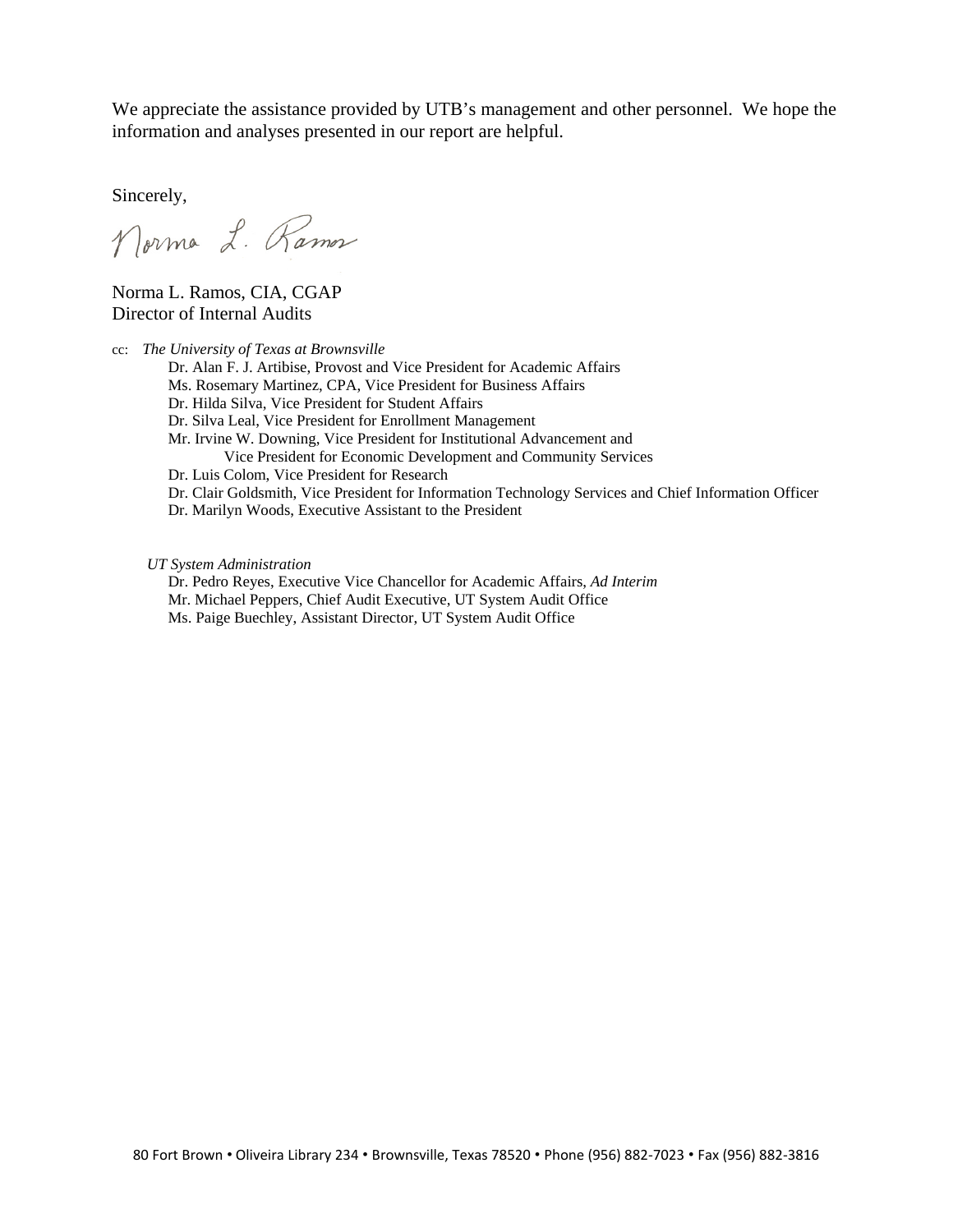We appreciate the assistance provided by UTB's management and other personnel. We hope the information and analyses presented in our report are helpful.

Sincerely,

Norma L. Ramos

Norma L. Ramos, CIA, CGAP
Director of Internal Audits

cc: *The University of Texas at Brownsville*
Dr. Alan F. J. Artibise, Provost and Vice President for Academic Affairs
Ms. Rosemary Martinez, CPA, Vice President for Business Affairs
Dr. Hilda Silva, Vice President for Student Affairs
Dr. Silva Leal, Vice President for Enrollment Management
Mr. Irvine W. Downing, Vice President for Institutional Advancement and Vice President for Economic Development and Community Services
Dr. Luis Colom, Vice President for Research
Dr. Clair Goldsmith, Vice President for Information Technology Services and Chief Information Officer
Dr. Marilyn Woods, Executive Assistant to the President

*UT System Administration*
Dr. Pedro Reyes, Executive Vice Chancellor for Academic Affairs, *Ad Interim*
Mr. Michael Peppers, Chief Audit Executive, UT System Audit Office
Ms. Paige Buechley, Assistant Director, UT System Audit Office

80 Fort Brown • Oliveira Library 234 • Brownsville, Texas 78520 • Phone (956) 882-7023 • Fax (956) 882-3816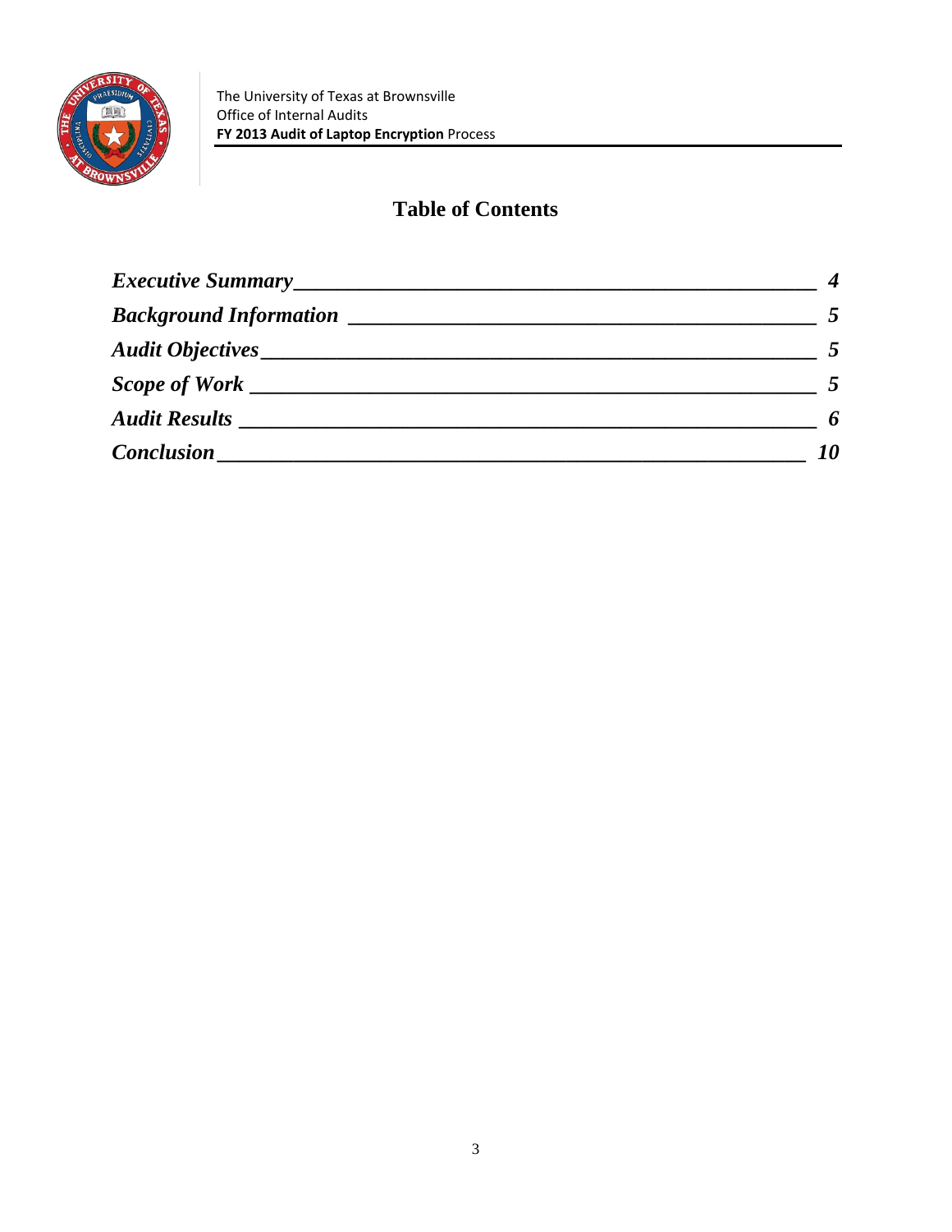## Table of Contents

| | |
|---|---|
| *Executive Summary* | *4* |
| *Background Information* | *5* |
| *Audit Objectives* | *5* |
| *Scope of Work* | *5* |
| *Audit Results* | *6* |
| *Conclusion* | *10* |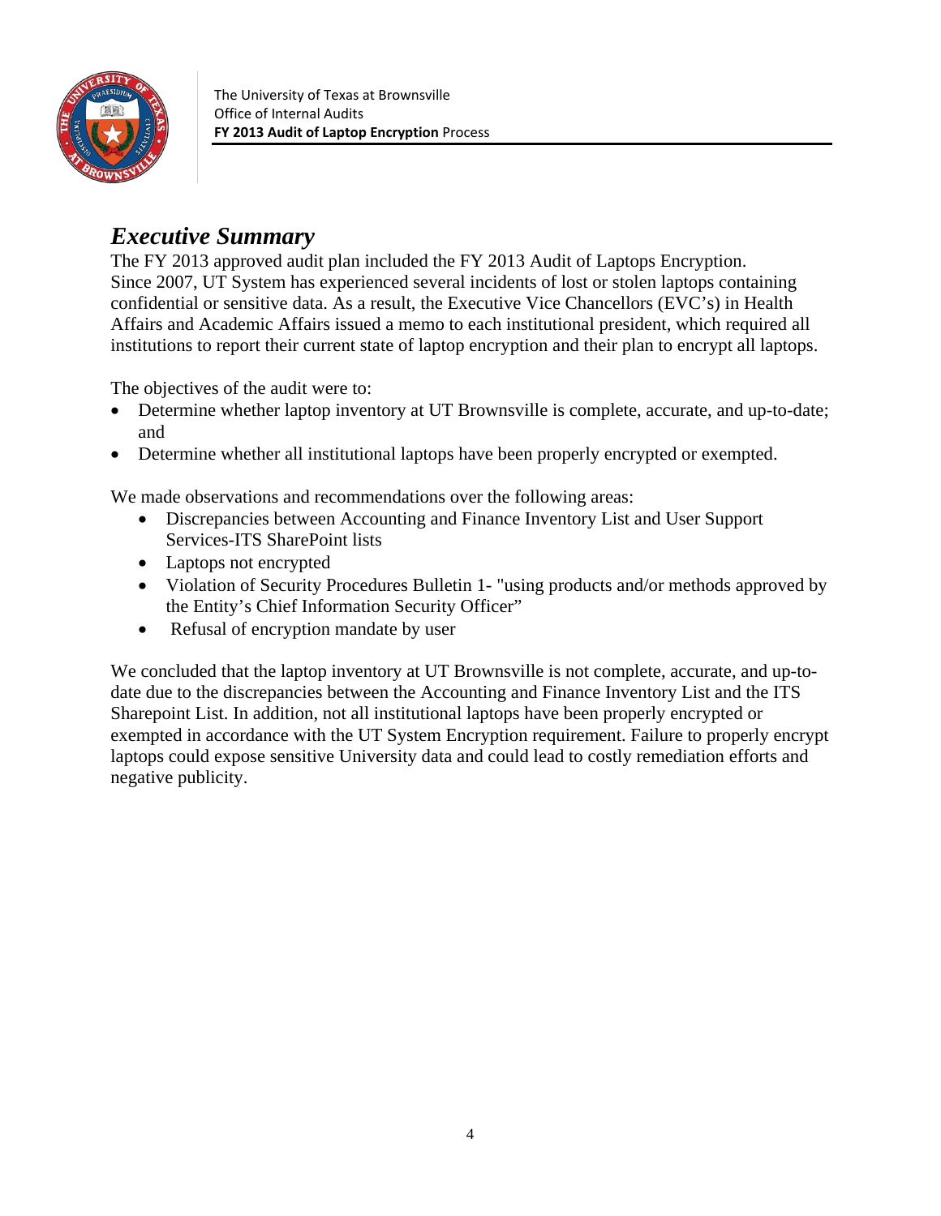## *Executive Summary*

The FY 2013 approved audit plan included the FY 2013 Audit of Laptops Encryption. Since 2007, UT System has experienced several incidents of lost or stolen laptops containing confidential or sensitive data. As a result, the Executive Vice Chancellors (EVC's) in Health Affairs and Academic Affairs issued a memo to each institutional president, which required all institutions to report their current state of laptop encryption and their plan to encrypt all laptops.

The objectives of the audit were to:

- Determine whether laptop inventory at UT Brownsville is complete, accurate, and up-to-date; and
- Determine whether all institutional laptops have been properly encrypted or exempted.

We made observations and recommendations over the following areas:

- Discrepancies between Accounting and Finance Inventory List and User Support Services-ITS SharePoint lists
- Laptops not encrypted
- Violation of Security Procedures Bulletin 1- "using products and/or methods approved by the Entity's Chief Information Security Officer"
- Refusal of encryption mandate by user

We concluded that the laptop inventory at UT Brownsville is not complete, accurate, and up-to-date due to the discrepancies between the Accounting and Finance Inventory List and the ITS Sharepoint List. In addition, not all institutional laptops have been properly encrypted or exempted in accordance with the UT System Encryption requirement. Failure to properly encrypt laptops could expose sensitive University data and could lead to costly remediation efforts and negative publicity.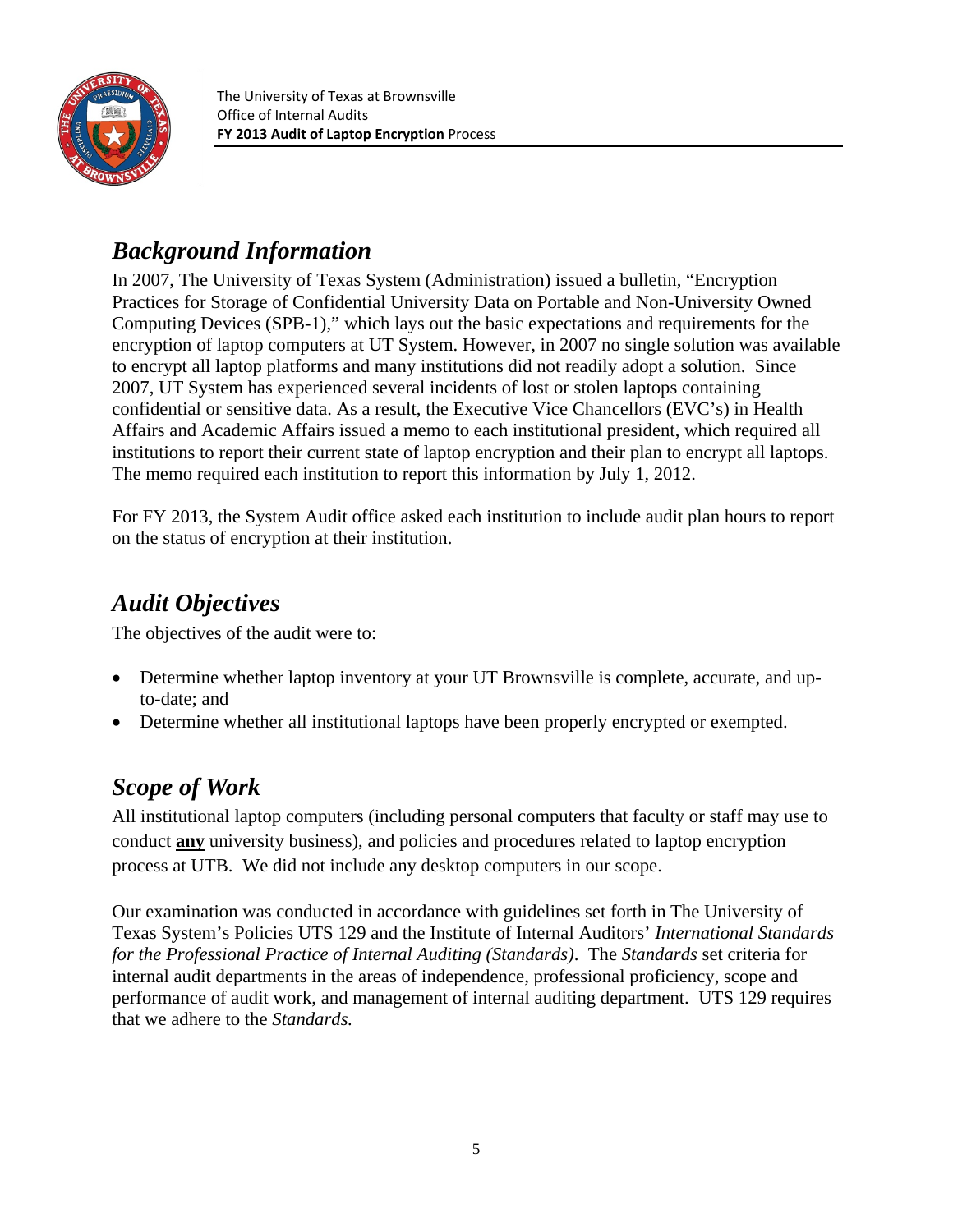## *Background Information*

In 2007, The University of Texas System (Administration) issued a bulletin, "Encryption Practices for Storage of Confidential University Data on Portable and Non-University Owned Computing Devices (SPB-1)," which lays out the basic expectations and requirements for the encryption of laptop computers at UT System. However, in 2007 no single solution was available to encrypt all laptop platforms and many institutions did not readily adopt a solution. Since 2007, UT System has experienced several incidents of lost or stolen laptops containing confidential or sensitive data. As a result, the Executive Vice Chancellors (EVC's) in Health Affairs and Academic Affairs issued a memo to each institutional president, which required all institutions to report their current state of laptop encryption and their plan to encrypt all laptops. The memo required each institution to report this information by July 1, 2012.

For FY 2013, the System Audit office asked each institution to include audit plan hours to report on the status of encryption at their institution.

## *Audit Objectives*

The objectives of the audit were to:

- Determine whether laptop inventory at your UT Brownsville is complete, accurate, and up-to-date; and
- Determine whether all institutional laptops have been properly encrypted or exempted.

## *Scope of Work*

All institutional laptop computers (including personal computers that faculty or staff may use to conduct **any** university business), and policies and procedures related to laptop encryption process at UTB. We did not include any desktop computers in our scope.

Our examination was conducted in accordance with guidelines set forth in The University of Texas System's Policies UTS 129 and the Institute of Internal Auditors' *International Standards for the Professional Practice of Internal Auditing (Standards)*. The *Standards* set criteria for internal audit departments in the areas of independence, professional proficiency, scope and performance of audit work, and management of internal auditing department. UTS 129 requires that we adhere to the *Standards.*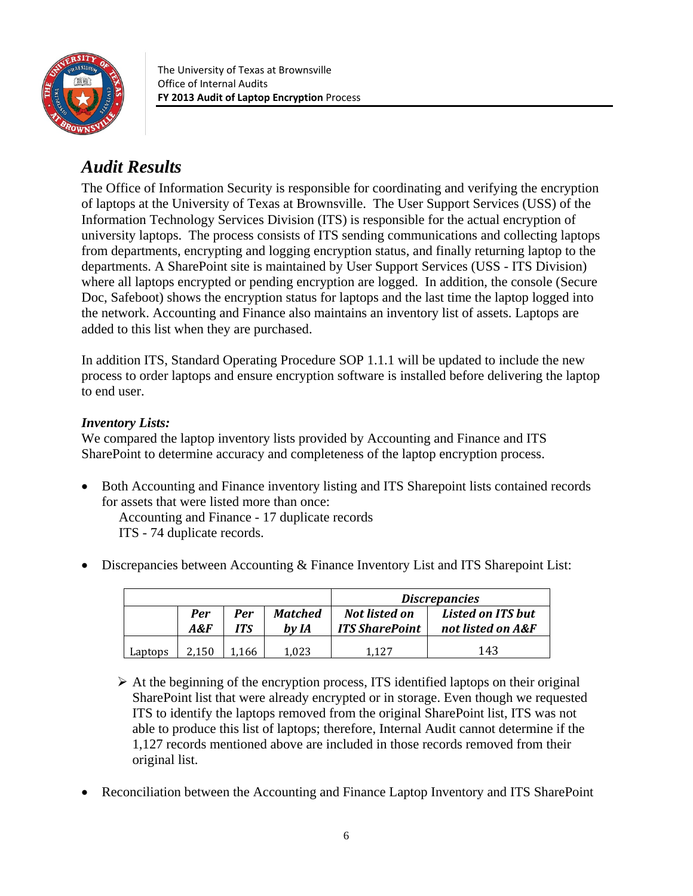## *Audit Results*

The Office of Information Security is responsible for coordinating and verifying the encryption of laptops at the University of Texas at Brownsville. The User Support Services (USS) of the Information Technology Services Division (ITS) is responsible for the actual encryption of university laptops. The process consists of ITS sending communications and collecting laptops from departments, encrypting and logging encryption status, and finally returning laptop to the departments. A SharePoint site is maintained by User Support Services (USS - ITS Division) where all laptops encrypted or pending encryption are logged. In addition, the console (Secure Doc, Safeboot) shows the encryption status for laptops and the last time the laptop logged into the network. Accounting and Finance also maintains an inventory list of assets. Laptops are added to this list when they are purchased.

In addition ITS, Standard Operating Procedure SOP 1.1.1 will be updated to include the new process to order laptops and ensure encryption software is installed before delivering the laptop to end user.

***Inventory Lists:***

We compared the laptop inventory lists provided by Accounting and Finance and ITS SharePoint to determine accuracy and completeness of the laptop encryption process.

- Both Accounting and Finance inventory listing and ITS Sharepoint lists contained records for assets that were listed more than once:
  Accounting and Finance - 17 duplicate records
  ITS - 74 duplicate records.

- Discrepancies between Accounting & Finance Inventory List and ITS Sharepoint List:

| | | | | ***Discrepancies*** | |
|---|---|---|---|---|---|
| | ***Per A&F*** | ***Per ITS*** | ***Matched by IA*** | ***Not listed on ITS SharePoint*** | ***Listed on ITS but not listed on A&F*** |
| Laptops | 2,150 | 1,166 | 1,023 | 1,127 | 143 |

  - At the beginning of the encryption process, ITS identified laptops on their original SharePoint list that were already encrypted or in storage. Even though we requested ITS to identify the laptops removed from the original SharePoint list, ITS was not able to produce this list of laptops; therefore, Internal Audit cannot determine if the 1,127 records mentioned above are included in those records removed from their original list.

- Reconciliation between the Accounting and Finance Laptop Inventory and ITS SharePoint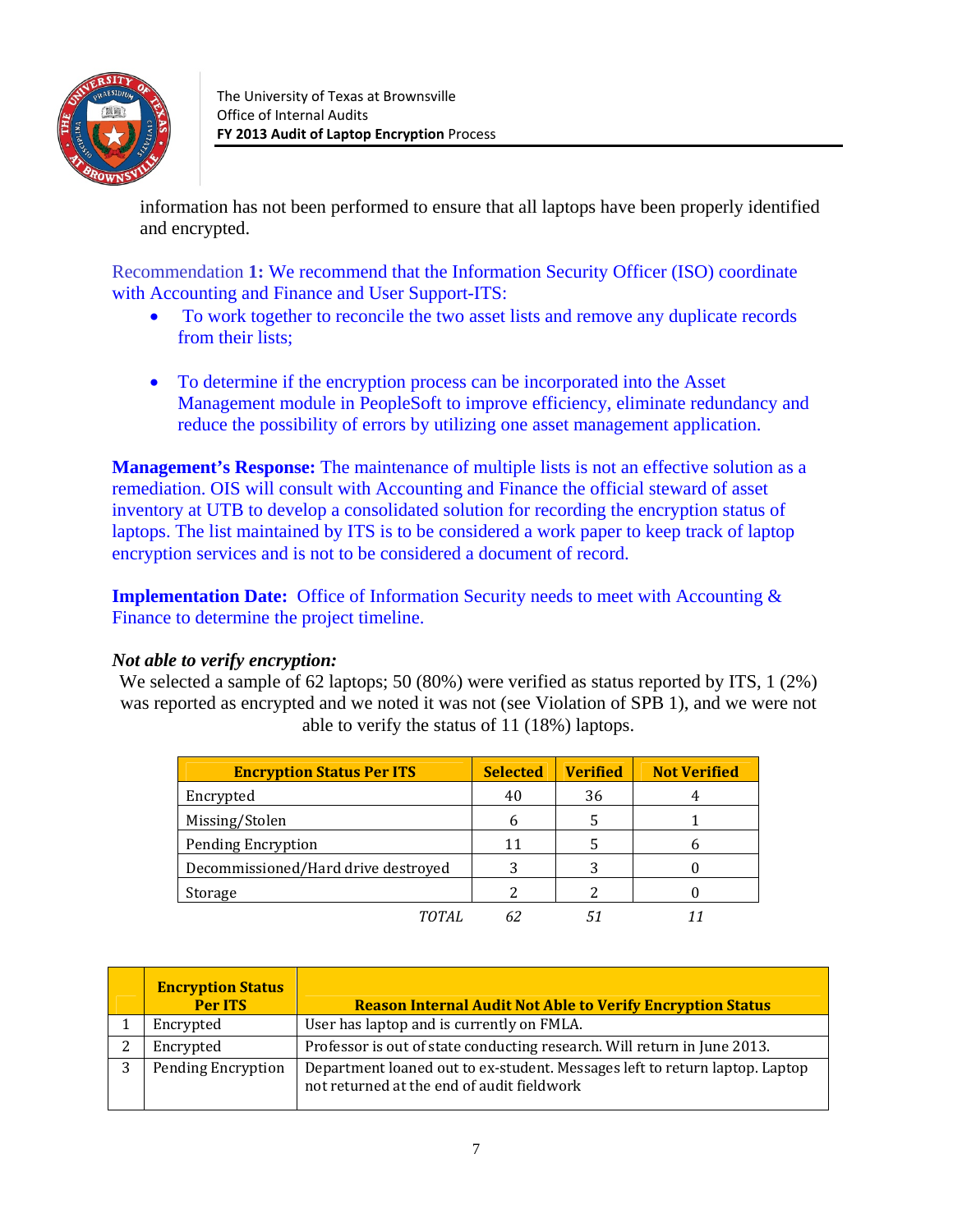information has not been performed to ensure that all laptops have been properly identified and encrypted.

Recommendation **1:** We recommend that the Information Security Officer (ISO) coordinate with Accounting and Finance and User Support-ITS:

- To work together to reconcile the two asset lists and remove any duplicate records from their lists;
- To determine if the encryption process can be incorporated into the Asset Management module in PeopleSoft to improve efficiency, eliminate redundancy and reduce the possibility of errors by utilizing one asset management application.

**Management's Response:** The maintenance of multiple lists is not an effective solution as a remediation. OIS will consult with Accounting and Finance the official steward of asset inventory at UTB to develop a consolidated solution for recording the encryption status of laptops. The list maintained by ITS is to be considered a work paper to keep track of laptop encryption services and is not to be considered a document of record.

**Implementation Date:** Office of Information Security needs to meet with Accounting & Finance to determine the project timeline.

***Not able to verify encryption:***

We selected a sample of 62 laptops; 50 (80%) were verified as status reported by ITS, 1 (2%) was reported as encrypted and we noted it was not (see Violation of SPB 1), and we were not able to verify the status of 11 (18%) laptops.

| Encryption Status Per ITS | Selected | Verified | Not Verified |
|---|---|---|---|
| Encrypted | 40 | 36 | 4 |
| Missing/Stolen | 6 | 5 | 1 |
| Pending Encryption | 11 | 5 | 6 |
| Decommissioned/Hard drive destroyed | 3 | 3 | 0 |
| Storage | 2 | 2 | 0 |
| *TOTAL* | *62* | *51* | *11* |

| | Encryption Status Per ITS | Reason Internal Audit Not Able to Verify Encryption Status |
|---|---|---|
| 1 | Encrypted | User has laptop and is currently on FMLA. |
| 2 | Encrypted | Professor is out of state conducting research. Will return in June 2013. |
| 3 | Pending Encryption | Department loaned out to ex-student. Messages left to return laptop. Laptop not returned at the end of audit fieldwork |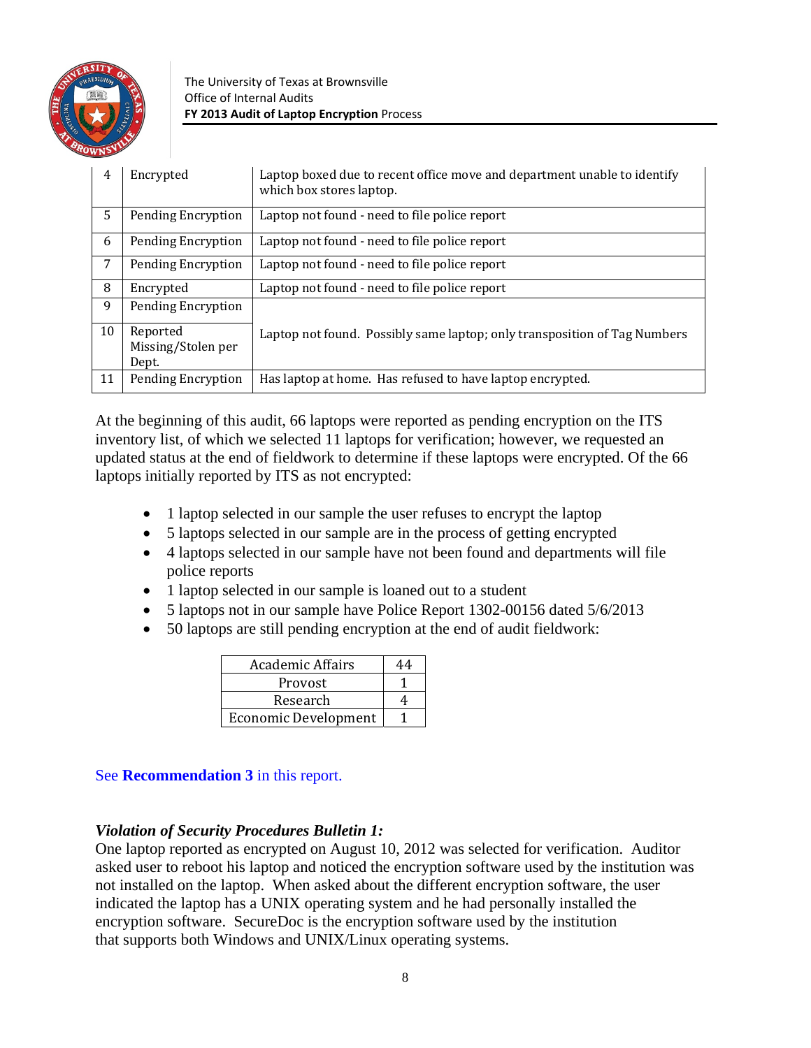| | | |
|---|---|---|
| 4 | Encrypted | Laptop boxed due to recent office move and department unable to identify which box stores laptop. |
| 5 | Pending Encryption | Laptop not found - need to file police report |
| 6 | Pending Encryption | Laptop not found - need to file police report |
| 7 | Pending Encryption | Laptop not found - need to file police report |
| 8 | Encrypted | Laptop not found - need to file police report |
| 9 | Pending Encryption | Laptop not found. Possibly same laptop; only transposition of Tag Numbers |
| 10 | Reported Missing/Stolen per Dept. | |
| 11 | Pending Encryption | Has laptop at home. Has refused to have laptop encrypted. |

At the beginning of this audit, 66 laptops were reported as pending encryption on the ITS inventory list, of which we selected 11 laptops for verification; however, we requested an updated status at the end of fieldwork to determine if these laptops were encrypted. Of the 66 laptops initially reported by ITS as not encrypted:

- 1 laptop selected in our sample the user refuses to encrypt the laptop
- 5 laptops selected in our sample are in the process of getting encrypted
- 4 laptops selected in our sample have not been found and departments will file police reports
- 1 laptop selected in our sample is loaned out to a student
- 5 laptops not in our sample have Police Report 1302-00156 dated 5/6/2013
- 50 laptops are still pending encryption at the end of audit fieldwork:

| | |
|---|---|
| Academic Affairs | 44 |
| Provost | 1 |
| Research | 4 |
| Economic Development | 1 |

See **Recommendation 3** in this report.

***Violation of Security Procedures Bulletin 1:***

One laptop reported as encrypted on August 10, 2012 was selected for verification. Auditor asked user to reboot his laptop and noticed the encryption software used by the institution was not installed on the laptop. When asked about the different encryption software, the user indicated the laptop has a UNIX operating system and he had personally installed the encryption software. SecureDoc is the encryption software used by the institution that supports both Windows and UNIX/Linux operating systems.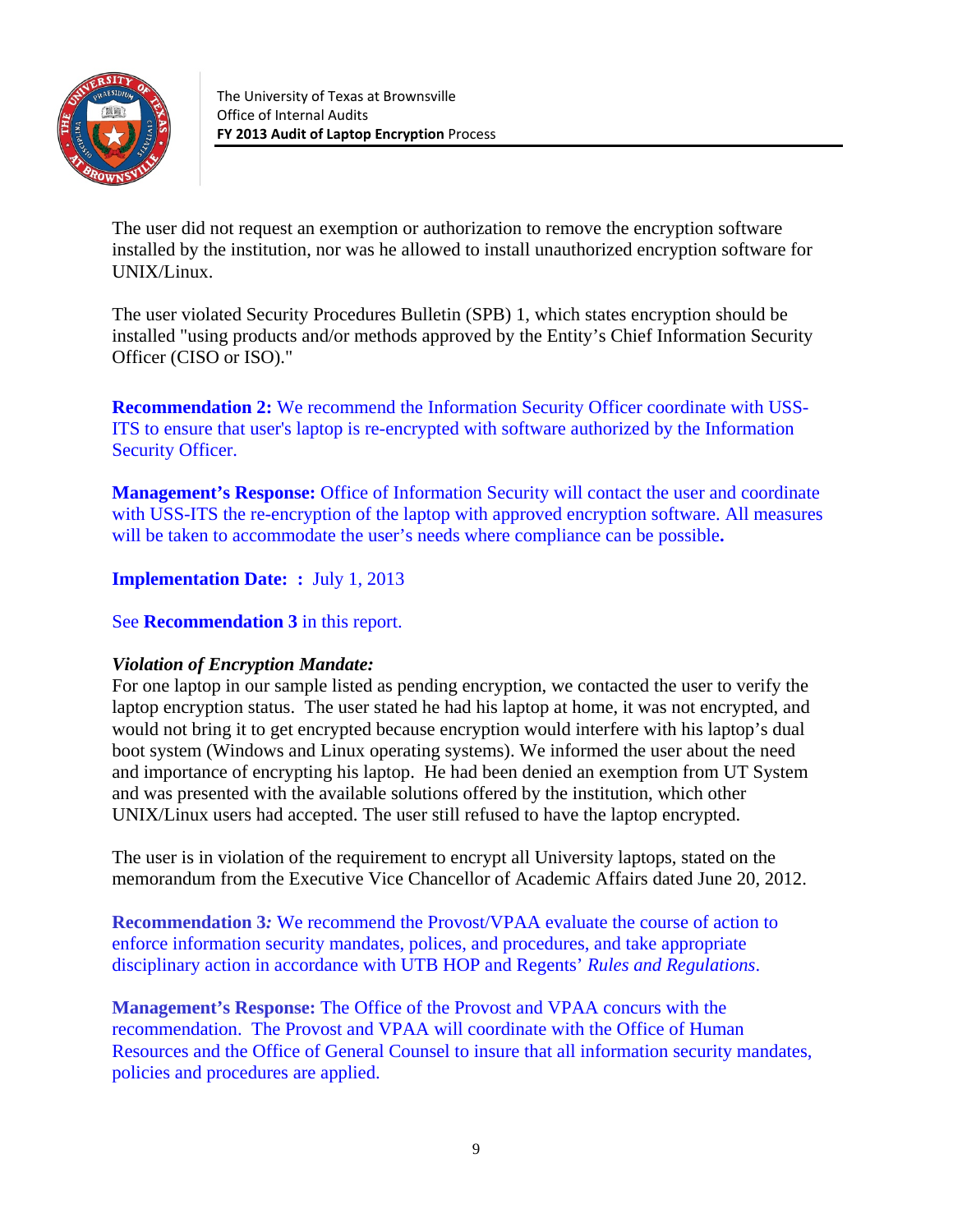The user did not request an exemption or authorization to remove the encryption software installed by the institution, nor was he allowed to install unauthorized encryption software for UNIX/Linux.

The user violated Security Procedures Bulletin (SPB) 1, which states encryption should be installed "using products and/or methods approved by the Entity's Chief Information Security Officer (CISO or ISO)."

**Recommendation 2:** We recommend the Information Security Officer coordinate with USS-ITS to ensure that user's laptop is re-encrypted with software authorized by the Information Security Officer.

**Management's Response:** Office of Information Security will contact the user and coordinate with USS-ITS the re-encryption of the laptop with approved encryption software. All measures will be taken to accommodate the user's needs where compliance can be possible**.**

**Implementation Date: :** July 1, 2013

See **Recommendation 3** in this report.

***Violation of Encryption Mandate:***

For one laptop in our sample listed as pending encryption, we contacted the user to verify the laptop encryption status. The user stated he had his laptop at home, it was not encrypted, and would not bring it to get encrypted because encryption would interfere with his laptop's dual boot system (Windows and Linux operating systems). We informed the user about the need and importance of encrypting his laptop. He had been denied an exemption from UT System and was presented with the available solutions offered by the institution, which other UNIX/Linux users had accepted. The user still refused to have the laptop encrypted.

The user is in violation of the requirement to encrypt all University laptops, stated on the memorandum from the Executive Vice Chancellor of Academic Affairs dated June 20, 2012.

**Recommendation 3***:* We recommend the Provost/VPAA evaluate the course of action to enforce information security mandates, polices, and procedures, and take appropriate disciplinary action in accordance with UTB HOP and Regents' *Rules and Regulations*.

**Management's Response:** The Office of the Provost and VPAA concurs with the recommendation. The Provost and VPAA will coordinate with the Office of Human Resources and the Office of General Counsel to insure that all information security mandates, policies and procedures are applied.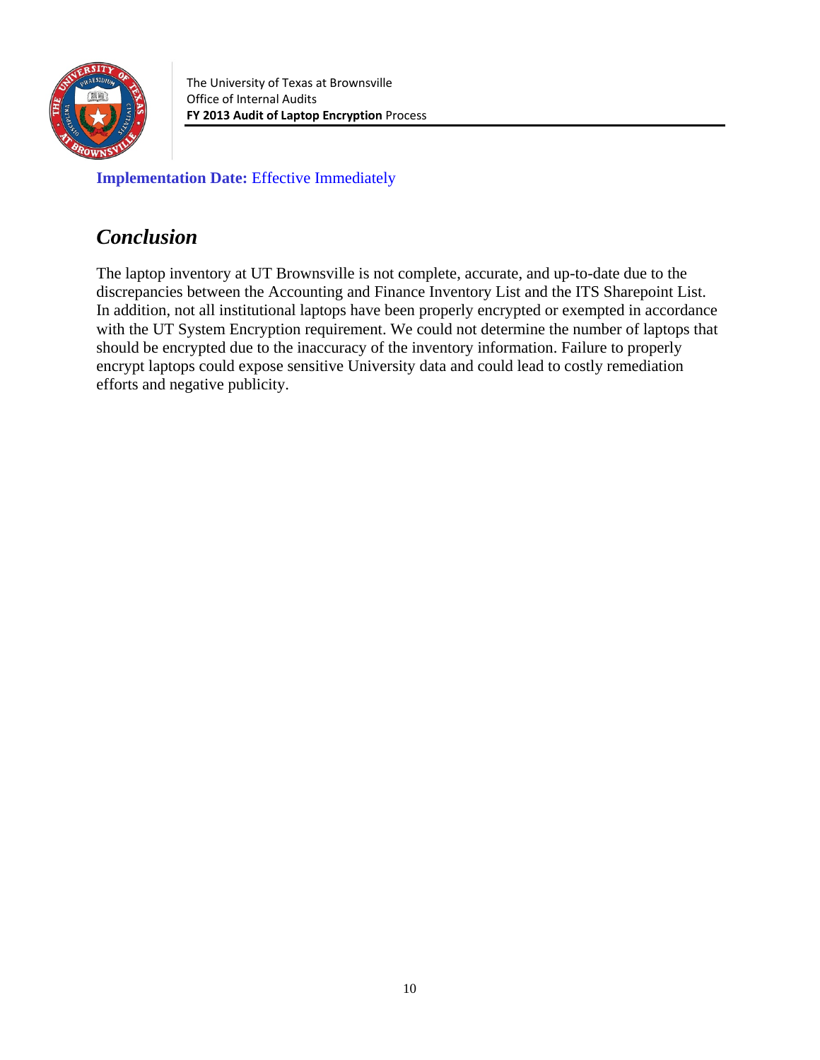**Implementation Date:** Effective Immediately

## *Conclusion*

The laptop inventory at UT Brownsville is not complete, accurate, and up-to-date due to the discrepancies between the Accounting and Finance Inventory List and the ITS Sharepoint List. In addition, not all institutional laptops have been properly encrypted or exempted in accordance with the UT System Encryption requirement. We could not determine the number of laptops that should be encrypted due to the inaccuracy of the inventory information. Failure to properly encrypt laptops could expose sensitive University data and could lead to costly remediation efforts and negative publicity.